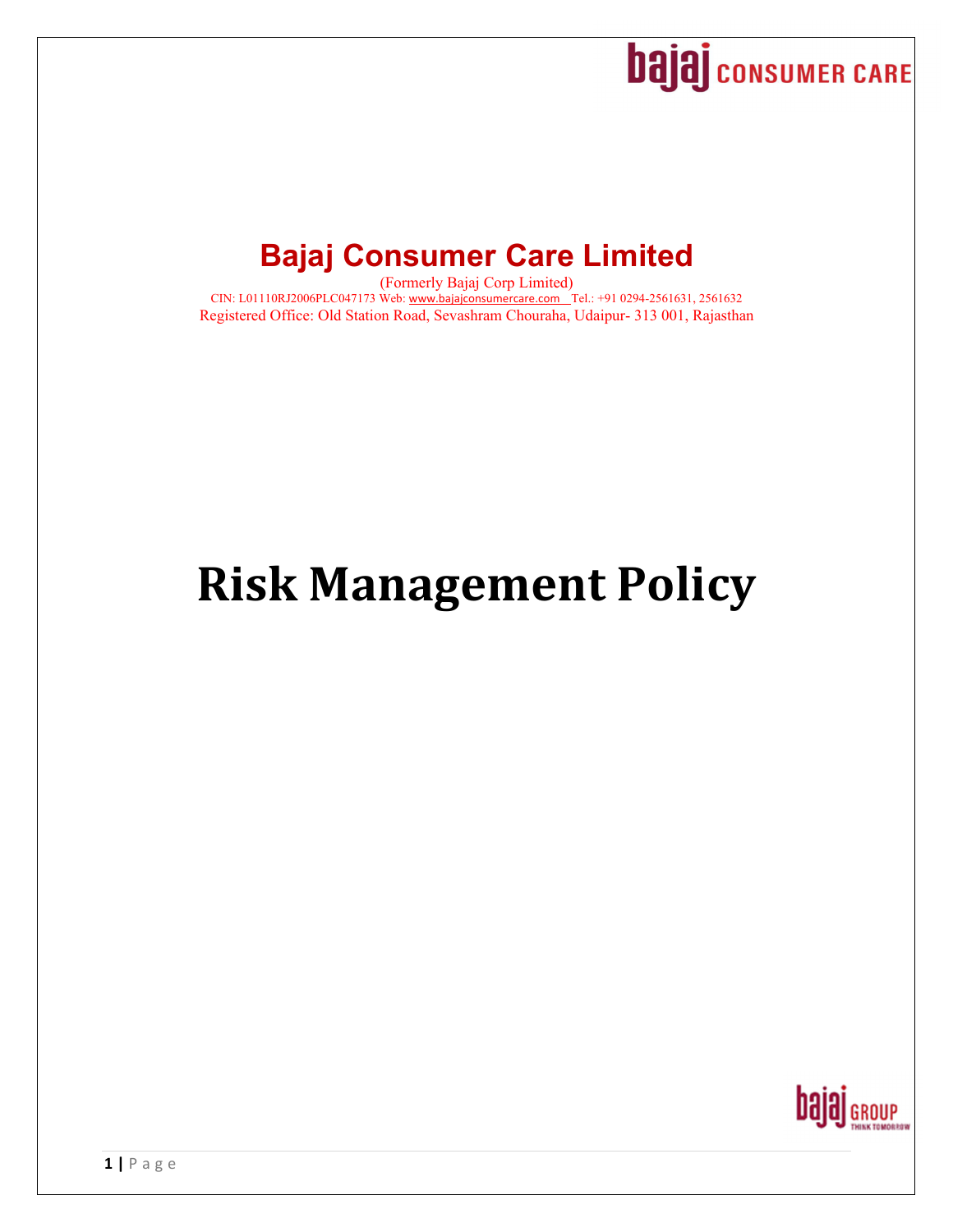# Bajaj Consumer Care Limited

(Formerly Bajaj Corp Limited)

CIN: L01110RJ2006PLC047173 Web: www.bajajconsumercare.com Tel.: +91 0294-2561631, 2561632

Registered Office: Old Station Road, Sevashram Chouraha, Udaipur- 313 001, Rajasthan

# Risk Management Policy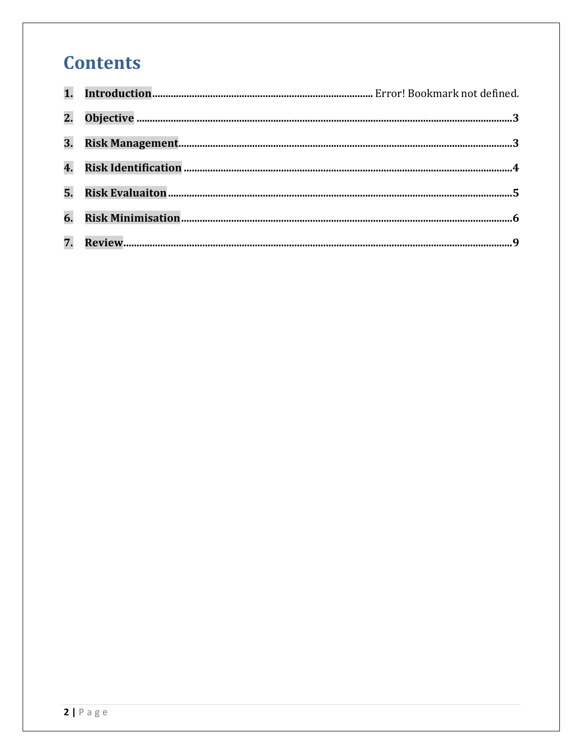# Contents

1. **Introduction** .................................................. Error! Bookmark not defined.
2. **Objective** .................................................. 3
3. **Risk Management** .................................................. 3
4. **Risk Identification** .................................................. 4
5. **Risk Evaluaiton** .................................................. 5
6. **Risk Minimisation** .................................................. 6
7. **Review** .................................................. 9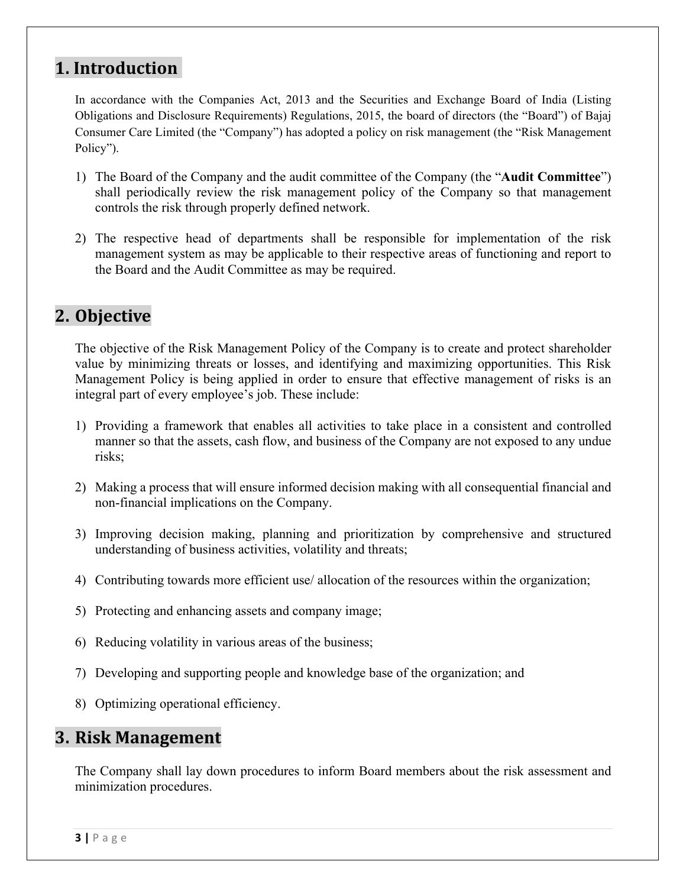## 1. Introduction

In accordance with the Companies Act, 2013 and the Securities and Exchange Board of India (Listing Obligations and Disclosure Requirements) Regulations, 2015, the board of directors (the "Board") of Bajaj Consumer Care Limited (the "Company") has adopted a policy on risk management (the "Risk Management Policy").

1) The Board of the Company and the audit committee of the Company (the "**Audit Committee**") shall periodically review the risk management policy of the Company so that management controls the risk through properly defined network.

2) The respective head of departments shall be responsible for implementation of the risk management system as may be applicable to their respective areas of functioning and report to the Board and the Audit Committee as may be required.

## 2. Objective

The objective of the Risk Management Policy of the Company is to create and protect shareholder value by minimizing threats or losses, and identifying and maximizing opportunities. This Risk Management Policy is being applied in order to ensure that effective management of risks is an integral part of every employee's job. These include:

1) Providing a framework that enables all activities to take place in a consistent and controlled manner so that the assets, cash flow, and business of the Company are not exposed to any undue risks;

2) Making a process that will ensure informed decision making with all consequential financial and non-financial implications on the Company.

3) Improving decision making, planning and prioritization by comprehensive and structured understanding of business activities, volatility and threats;

4) Contributing towards more efficient use/ allocation of the resources within the organization;

5) Protecting and enhancing assets and company image;

6) Reducing volatility in various areas of the business;

7) Developing and supporting people and knowledge base of the organization; and

8) Optimizing operational efficiency.

## 3. Risk Management

The Company shall lay down procedures to inform Board members about the risk assessment and minimization procedures.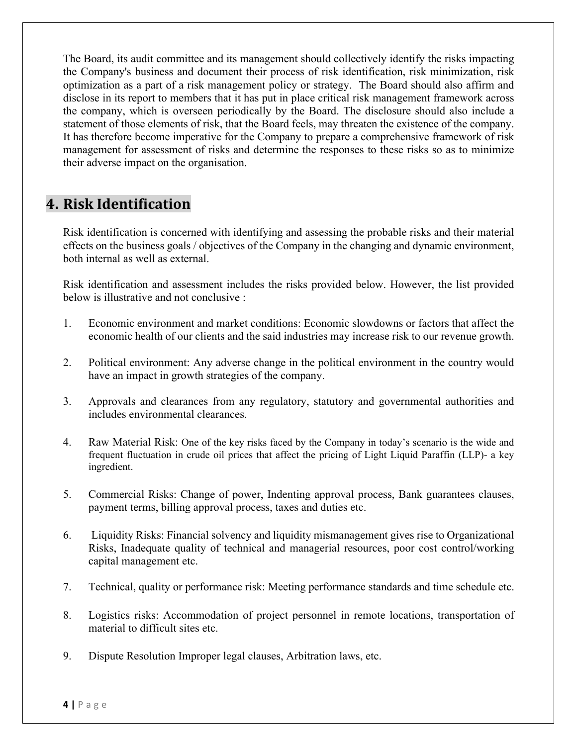The Board, its audit committee and its management should collectively identify the risks impacting the Company's business and document their process of risk identification, risk minimization, risk optimization as a part of a risk management policy or strategy. The Board should also affirm and disclose in its report to members that it has put in place critical risk management framework across the company, which is overseen periodically by the Board. The disclosure should also include a statement of those elements of risk, that the Board feels, may threaten the existence of the company. It has therefore become imperative for the Company to prepare a comprehensive framework of risk management for assessment of risks and determine the responses to these risks so as to minimize their adverse impact on the organisation.

## 4. Risk Identification

Risk identification is concerned with identifying and assessing the probable risks and their material effects on the business goals / objectives of the Company in the changing and dynamic environment, both internal as well as external.

Risk identification and assessment includes the risks provided below. However, the list provided below is illustrative and not conclusive :

1. Economic environment and market conditions: Economic slowdowns or factors that affect the economic health of our clients and the said industries may increase risk to our revenue growth.

2. Political environment: Any adverse change in the political environment in the country would have an impact in growth strategies of the company.

3. Approvals and clearances from any regulatory, statutory and governmental authorities and includes environmental clearances.

4. Raw Material Risk: One of the key risks faced by the Company in today's scenario is the wide and frequent fluctuation in crude oil prices that affect the pricing of Light Liquid Paraffin (LLP)- a key ingredient.

5. Commercial Risks: Change of power, Indenting approval process, Bank guarantees clauses, payment terms, billing approval process, taxes and duties etc.

6. Liquidity Risks: Financial solvency and liquidity mismanagement gives rise to Organizational Risks, Inadequate quality of technical and managerial resources, poor cost control/working capital management etc.

7. Technical, quality or performance risk: Meeting performance standards and time schedule etc.

8. Logistics risks: Accommodation of project personnel in remote locations, transportation of material to difficult sites etc.

9. Dispute Resolution Improper legal clauses, Arbitration laws, etc.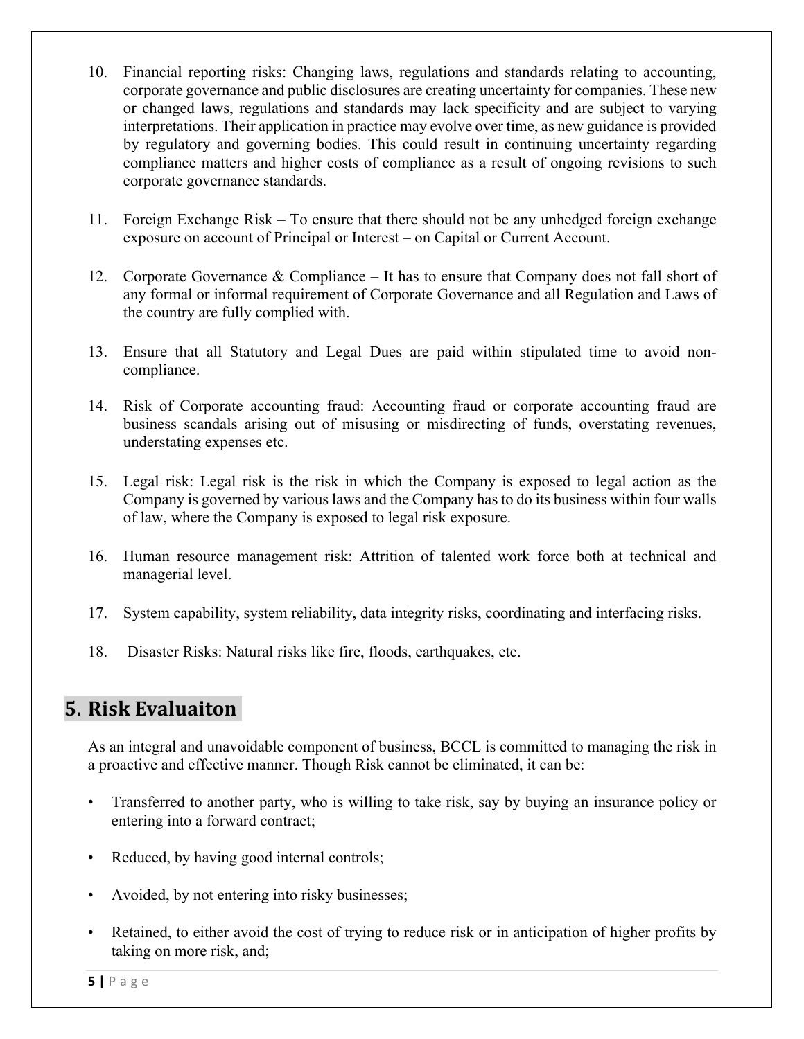10. Financial reporting risks: Changing laws, regulations and standards relating to accounting, corporate governance and public disclosures are creating uncertainty for companies. These new or changed laws, regulations and standards may lack specificity and are subject to varying interpretations. Their application in practice may evolve over time, as new guidance is provided by regulatory and governing bodies. This could result in continuing uncertainty regarding compliance matters and higher costs of compliance as a result of ongoing revisions to such corporate governance standards.

11. Foreign Exchange Risk – To ensure that there should not be any unhedged foreign exchange exposure on account of Principal or Interest – on Capital or Current Account.

12. Corporate Governance & Compliance – It has to ensure that Company does not fall short of any formal or informal requirement of Corporate Governance and all Regulation and Laws of the country are fully complied with.

13. Ensure that all Statutory and Legal Dues are paid within stipulated time to avoid non-compliance.

14. Risk of Corporate accounting fraud: Accounting fraud or corporate accounting fraud are business scandals arising out of misusing or misdirecting of funds, overstating revenues, understating expenses etc.

15. Legal risk: Legal risk is the risk in which the Company is exposed to legal action as the Company is governed by various laws and the Company has to do its business within four walls of law, where the Company is exposed to legal risk exposure.

16. Human resource management risk: Attrition of talented work force both at technical and managerial level.

17. System capability, system reliability, data integrity risks, coordinating and interfacing risks.

18. Disaster Risks: Natural risks like fire, floods, earthquakes, etc.

## 5. Risk Evaluaiton

As an integral and unavoidable component of business, BCCL is committed to managing the risk in a proactive and effective manner. Though Risk cannot be eliminated, it can be:

- Transferred to another party, who is willing to take risk, say by buying an insurance policy or entering into a forward contract;
- Reduced, by having good internal controls;
- Avoided, by not entering into risky businesses;
- Retained, to either avoid the cost of trying to reduce risk or in anticipation of higher profits by taking on more risk, and;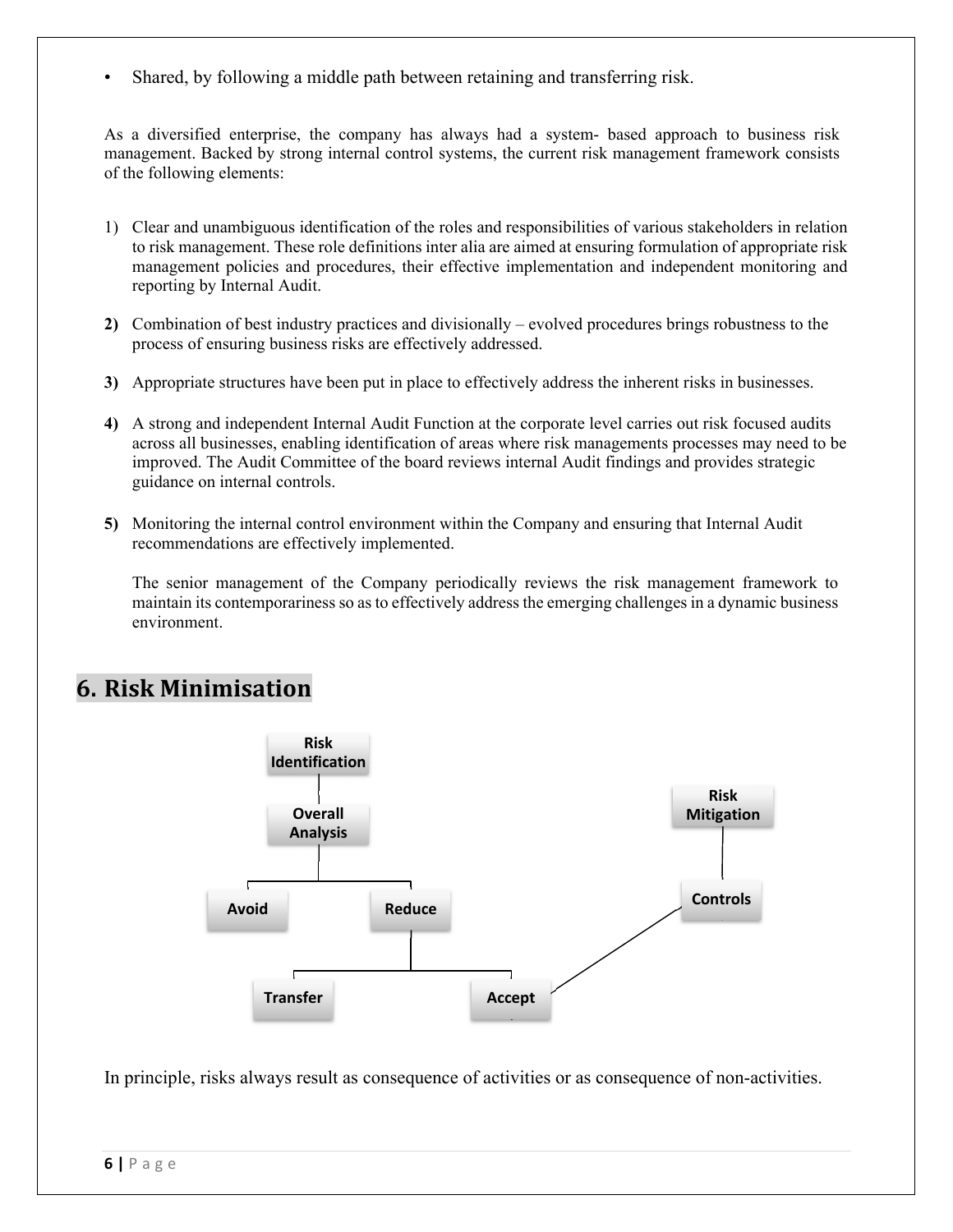- Shared, by following a middle path between retaining and transferring risk.

As a diversified enterprise, the company has always had a system- based approach to business risk management. Backed by strong internal control systems, the current risk management framework consists of the following elements:

1) Clear and unambiguous identification of the roles and responsibilities of various stakeholders in relation to risk management. These role definitions inter alia are aimed at ensuring formulation of appropriate risk management policies and procedures, their effective implementation and independent monitoring and reporting by Internal Audit.

2) Combination of best industry practices and divisionally – evolved procedures brings robustness to the process of ensuring business risks are effectively addressed.

3) Appropriate structures have been put in place to effectively address the inherent risks in businesses.

4) A strong and independent Internal Audit Function at the corporate level carries out risk focused audits across all businesses, enabling identification of areas where risk managements processes may need to be improved. The Audit Committee of the board reviews internal Audit findings and provides strategic guidance on internal controls.

5) Monitoring the internal control environment within the Company and ensuring that Internal Audit recommendations are effectively implemented.

   The senior management of the Company periodically reviews the risk management framework to maintain its contemporariness so as to effectively address the emerging challenges in a dynamic business environment.

## 6. Risk Minimisation

**Risk Identification** → **Overall Analysis** → **Avoid** / **Reduce**

**Reduce** → **Transfer** / **Accept**

**Accept** → **Controls** → **Risk Mitigation**

In principle, risks always result as consequence of activities or as consequence of non-activities.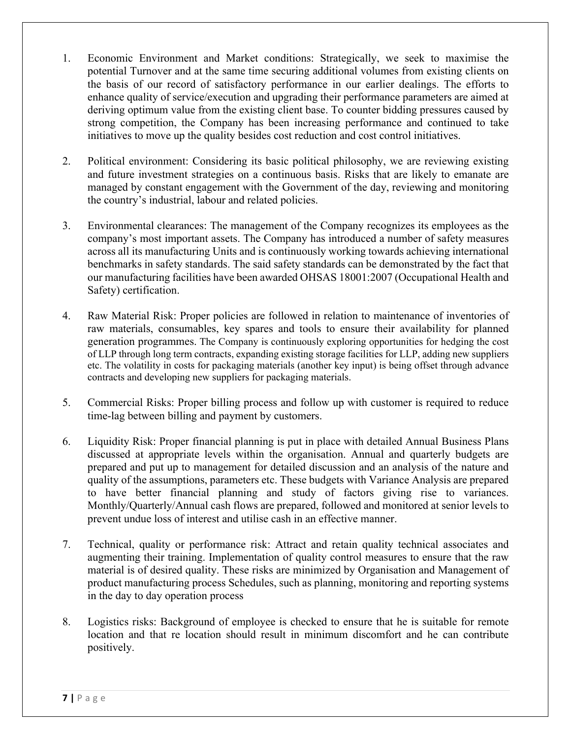1. Economic Environment and Market conditions: Strategically, we seek to maximise the potential Turnover and at the same time securing additional volumes from existing clients on the basis of our record of satisfactory performance in our earlier dealings. The efforts to enhance quality of service/execution and upgrading their performance parameters are aimed at deriving optimum value from the existing client base. To counter bidding pressures caused by strong competition, the Company has been increasing performance and continued to take initiatives to move up the quality besides cost reduction and cost control initiatives.

2. Political environment: Considering its basic political philosophy, we are reviewing existing and future investment strategies on a continuous basis. Risks that are likely to emanate are managed by constant engagement with the Government of the day, reviewing and monitoring the country's industrial, labour and related policies.

3. Environmental clearances: The management of the Company recognizes its employees as the company's most important assets. The Company has introduced a number of safety measures across all its manufacturing Units and is continuously working towards achieving international benchmarks in safety standards. The said safety standards can be demonstrated by the fact that our manufacturing facilities have been awarded OHSAS 18001:2007 (Occupational Health and Safety) certification.

4. Raw Material Risk: Proper policies are followed in relation to maintenance of inventories of raw materials, consumables, key spares and tools to ensure their availability for planned generation programmes. The Company is continuously exploring opportunities for hedging the cost of LLP through long term contracts, expanding existing storage facilities for LLP, adding new suppliers etc. The volatility in costs for packaging materials (another key input) is being offset through advance contracts and developing new suppliers for packaging materials.

5. Commercial Risks: Proper billing process and follow up with customer is required to reduce time-lag between billing and payment by customers.

6. Liquidity Risk: Proper financial planning is put in place with detailed Annual Business Plans discussed at appropriate levels within the organisation. Annual and quarterly budgets are prepared and put up to management for detailed discussion and an analysis of the nature and quality of the assumptions, parameters etc. These budgets with Variance Analysis are prepared to have better financial planning and study of factors giving rise to variances. Monthly/Quarterly/Annual cash flows are prepared, followed and monitored at senior levels to prevent undue loss of interest and utilise cash in an effective manner.

7. Technical, quality or performance risk: Attract and retain quality technical associates and augmenting their training. Implementation of quality control measures to ensure that the raw material is of desired quality. These risks are minimized by Organisation and Management of product manufacturing process Schedules, such as planning, monitoring and reporting systems in the day to day operation process

8. Logistics risks: Background of employee is checked to ensure that he is suitable for remote location and that re location should result in minimum discomfort and he can contribute positively.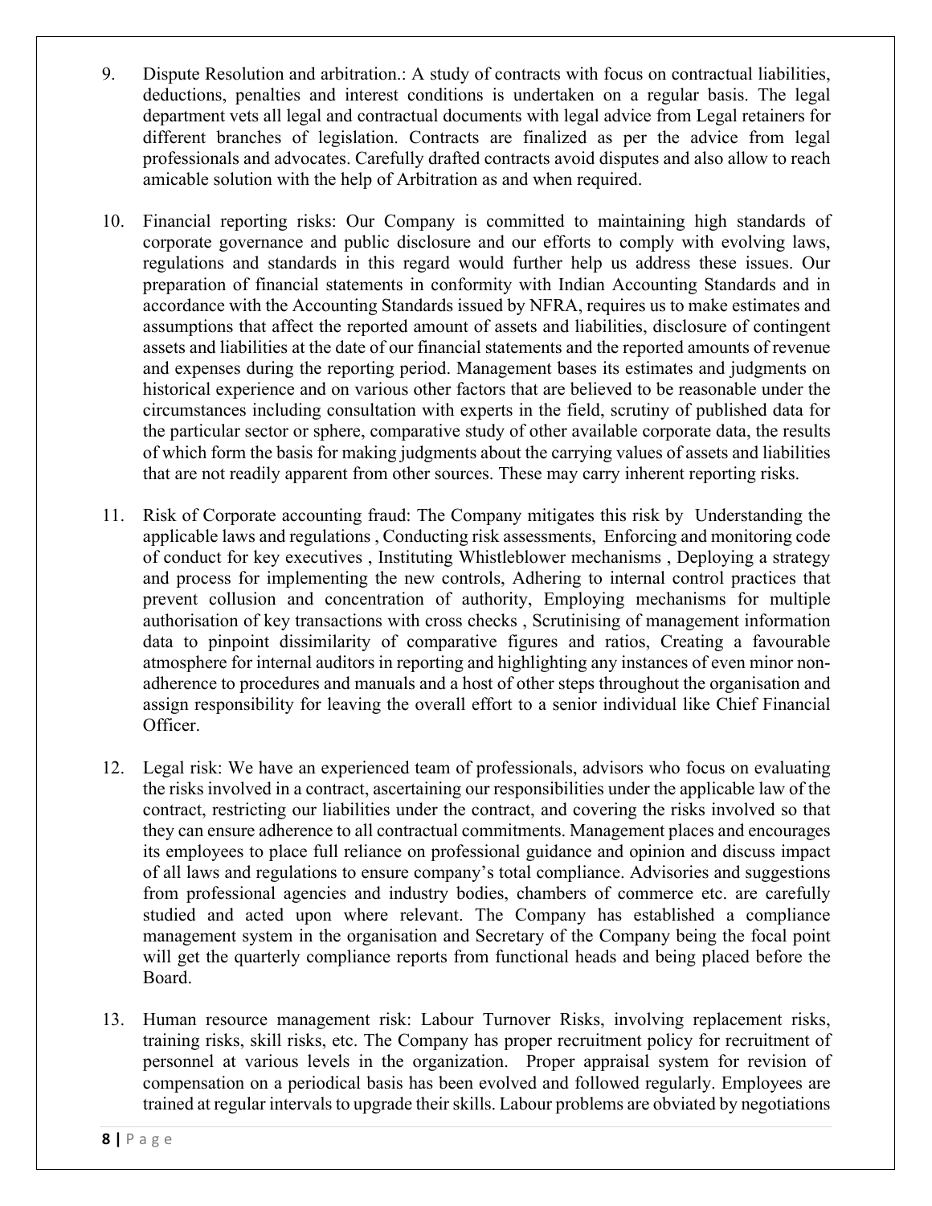9. Dispute Resolution and arbitration.: A study of contracts with focus on contractual liabilities, deductions, penalties and interest conditions is undertaken on a regular basis. The legal department vets all legal and contractual documents with legal advice from Legal retainers for different branches of legislation. Contracts are finalized as per the advice from legal professionals and advocates. Carefully drafted contracts avoid disputes and also allow to reach amicable solution with the help of Arbitration as and when required.

10. Financial reporting risks: Our Company is committed to maintaining high standards of corporate governance and public disclosure and our efforts to comply with evolving laws, regulations and standards in this regard would further help us address these issues. Our preparation of financial statements in conformity with Indian Accounting Standards and in accordance with the Accounting Standards issued by NFRA, requires us to make estimates and assumptions that affect the reported amount of assets and liabilities, disclosure of contingent assets and liabilities at the date of our financial statements and the reported amounts of revenue and expenses during the reporting period. Management bases its estimates and judgments on historical experience and on various other factors that are believed to be reasonable under the circumstances including consultation with experts in the field, scrutiny of published data for the particular sector or sphere, comparative study of other available corporate data, the results of which form the basis for making judgments about the carrying values of assets and liabilities that are not readily apparent from other sources. These may carry inherent reporting risks.

11. Risk of Corporate accounting fraud: The Company mitigates this risk by Understanding the applicable laws and regulations , Conducting risk assessments, Enforcing and monitoring code of conduct for key executives , Instituting Whistleblower mechanisms , Deploying a strategy and process for implementing the new controls, Adhering to internal control practices that prevent collusion and concentration of authority, Employing mechanisms for multiple authorisation of key transactions with cross checks , Scrutinising of management information data to pinpoint dissimilarity of comparative figures and ratios, Creating a favourable atmosphere for internal auditors in reporting and highlighting any instances of even minor non-adherence to procedures and manuals and a host of other steps throughout the organisation and assign responsibility for leaving the overall effort to a senior individual like Chief Financial Officer.

12. Legal risk: We have an experienced team of professionals, advisors who focus on evaluating the risks involved in a contract, ascertaining our responsibilities under the applicable law of the contract, restricting our liabilities under the contract, and covering the risks involved so that they can ensure adherence to all contractual commitments. Management places and encourages its employees to place full reliance on professional guidance and opinion and discuss impact of all laws and regulations to ensure company's total compliance. Advisories and suggestions from professional agencies and industry bodies, chambers of commerce etc. are carefully studied and acted upon where relevant. The Company has established a compliance management system in the organisation and Secretary of the Company being the focal point will get the quarterly compliance reports from functional heads and being placed before the Board.

13. Human resource management risk: Labour Turnover Risks, involving replacement risks, training risks, skill risks, etc. The Company has proper recruitment policy for recruitment of personnel at various levels in the organization. Proper appraisal system for revision of compensation on a periodical basis has been evolved and followed regularly. Employees are trained at regular intervals to upgrade their skills. Labour problems are obviated by negotiations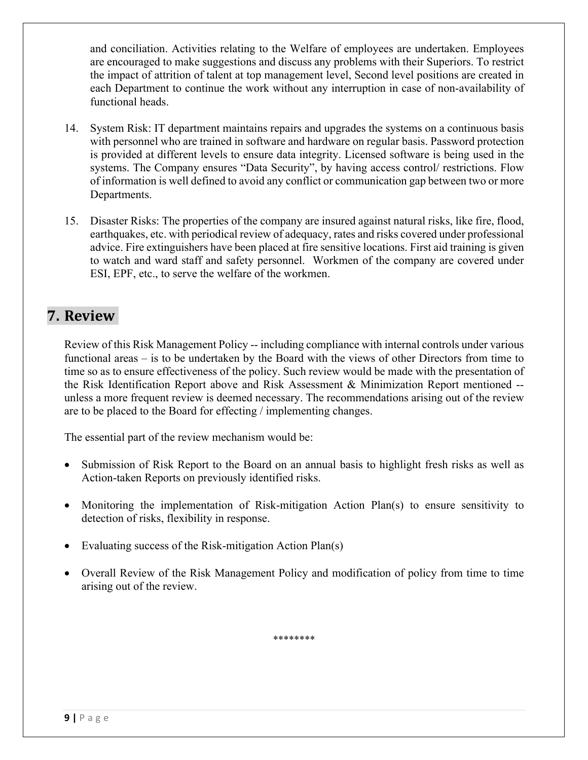and conciliation. Activities relating to the Welfare of employees are undertaken. Employees are encouraged to make suggestions and discuss any problems with their Superiors. To restrict the impact of attrition of talent at top management level, Second level positions are created in each Department to continue the work without any interruption in case of non-availability of functional heads.

14. System Risk: IT department maintains repairs and upgrades the systems on a continuous basis with personnel who are trained in software and hardware on regular basis. Password protection is provided at different levels to ensure data integrity. Licensed software is being used in the systems. The Company ensures "Data Security", by having access control/ restrictions. Flow of information is well defined to avoid any conflict or communication gap between two or more Departments.

15. Disaster Risks: The properties of the company are insured against natural risks, like fire, flood, earthquakes, etc. with periodical review of adequacy, rates and risks covered under professional advice. Fire extinguishers have been placed at fire sensitive locations. First aid training is given to watch and ward staff and safety personnel. Workmen of the company are covered under ESI, EPF, etc., to serve the welfare of the workmen.

## 7. Review

Review of this Risk Management Policy -- including compliance with internal controls under various functional areas – is to be undertaken by the Board with the views of other Directors from time to time so as to ensure effectiveness of the policy. Such review would be made with the presentation of the Risk Identification Report above and Risk Assessment & Minimization Report mentioned -- unless a more frequent review is deemed necessary. The recommendations arising out of the review are to be placed to the Board for effecting / implementing changes.

The essential part of the review mechanism would be:

- Submission of Risk Report to the Board on an annual basis to highlight fresh risks as well as Action-taken Reports on previously identified risks.
- Monitoring the implementation of Risk-mitigation Action Plan(s) to ensure sensitivity to detection of risks, flexibility in response.
- Evaluating success of the Risk-mitigation Action Plan(s)
- Overall Review of the Risk Management Policy and modification of policy from time to time arising out of the review.

********